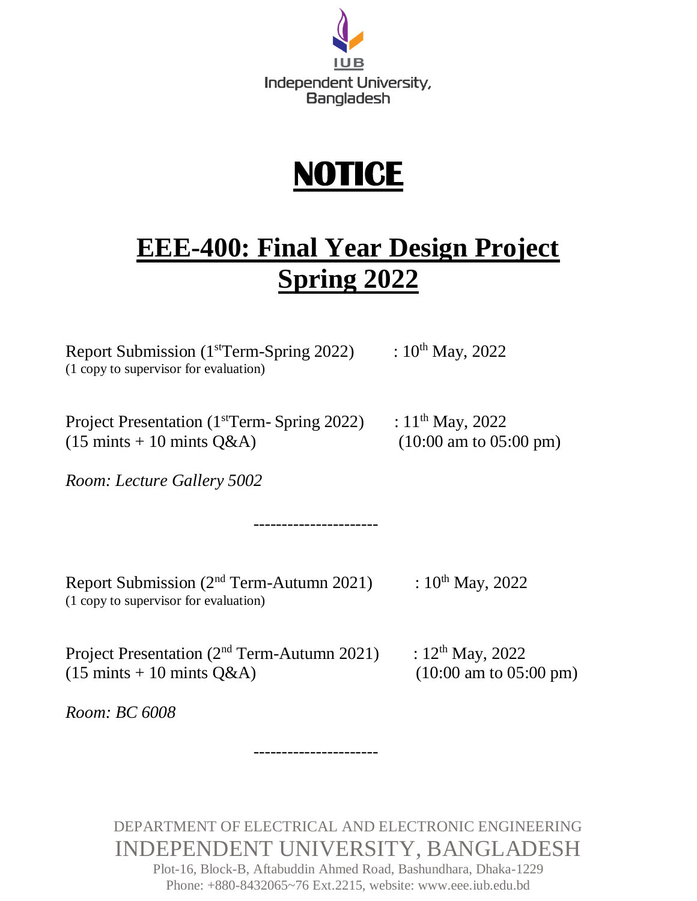IUB

Independent University, Bangladesh

# NOTICE

## EEE-400: Final Year Design Project
## Spring 2022

Report Submission (1st Term-Spring 2022) : 10th May, 2022
(1 copy to supervisor for evaluation)

Project Presentation (1st Term- Spring 2022) : 11th May, 2022
(15 mints + 10 mints Q&A) (10:00 am to 05:00 pm)

*Room: Lecture Gallery 5002*

---------------------

Report Submission (2nd Term-Autumn 2021) : 10th May, 2022
(1 copy to supervisor for evaluation)

Project Presentation (2nd Term-Autumn 2021) : 12th May, 2022
(15 mints + 10 mints Q&A) (10:00 am to 05:00 pm)

*Room: BC 6008*

---------------------

DEPARTMENT OF ELECTRICAL AND ELECTRONIC ENGINEERING
INDEPENDENT UNIVERSITY, BANGLADESH
Plot-16, Block-B, Aftabuddin Ahmed Road, Bashundhara, Dhaka-1229
Phone: +880-8432065~76 Ext.2215, website: www.eee.iub.edu.bd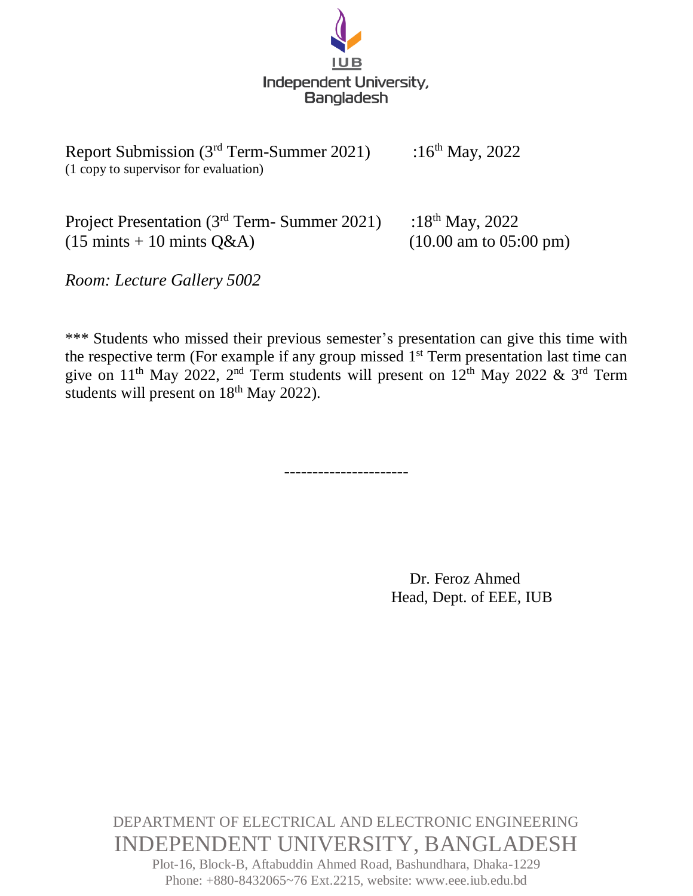IUB
Independent University, Bangladesh

Report Submission (3rd Term-Summer 2021) :16th May, 2022
(1 copy to supervisor for evaluation)

Project Presentation (3rd Term- Summer 2021) :18th May, 2022
(15 mints + 10 mints Q&A) (10.00 am to 05:00 pm)

*Room: Lecture Gallery 5002*

*** Students who missed their previous semester's presentation can give this time with the respective term (For example if any group missed 1st Term presentation last time can give on 11th May 2022, 2nd Term students will present on 12th May 2022 & 3rd Term students will present on 18th May 2022).

----------------------

Dr. Feroz Ahmed
Head, Dept. of EEE, IUB

DEPARTMENT OF ELECTRICAL AND ELECTRONIC ENGINEERING
INDEPENDENT UNIVERSITY, BANGLADESH
Plot-16, Block-B, Aftabuddin Ahmed Road, Bashundhara, Dhaka-1229
Phone: +880-8432065~76 Ext.2215, website: www.eee.iub.edu.bd